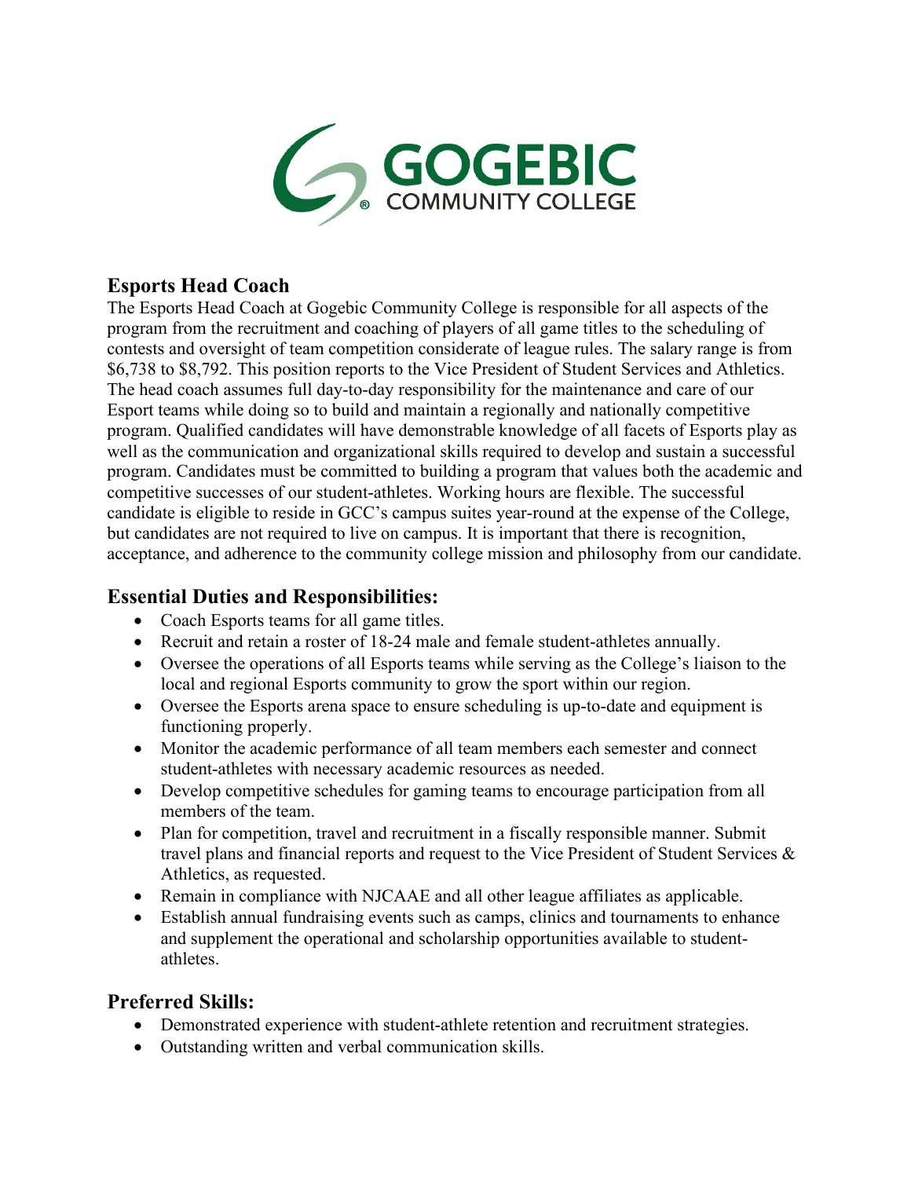## Esports Head Coach

The Esports Head Coach at Gogebic Community College is responsible for all aspects of the program from the recruitment and coaching of players of all game titles to the scheduling of contests and oversight of team competition considerate of league rules. The salary range is from $6,738 to $8,792. This position reports to the Vice President of Student Services and Athletics. The head coach assumes full day-to-day responsibility for the maintenance and care of our Esport teams while doing so to build and maintain a regionally and nationally competitive program. Qualified candidates will have demonstrable knowledge of all facets of Esports play as well as the communication and organizational skills required to develop and sustain a successful program. Candidates must be committed to building a program that values both the academic and competitive successes of our student-athletes. Working hours are flexible. The successful candidate is eligible to reside in GCC's campus suites year-round at the expense of the College, but candidates are not required to live on campus. It is important that there is recognition, acceptance, and adherence to the community college mission and philosophy from our candidate.

### Essential Duties and Responsibilities:

- Coach Esports teams for all game titles.
- Recruit and retain a roster of 18-24 male and female student-athletes annually.
- Oversee the operations of all Esports teams while serving as the College's liaison to the local and regional Esports community to grow the sport within our region.
- Oversee the Esports arena space to ensure scheduling is up-to-date and equipment is functioning properly.
- Monitor the academic performance of all team members each semester and connect student-athletes with necessary academic resources as needed.
- Develop competitive schedules for gaming teams to encourage participation from all members of the team.
- Plan for competition, travel and recruitment in a fiscally responsible manner. Submit travel plans and financial reports and request to the Vice President of Student Services & Athletics, as requested.
- Remain in compliance with NJCAAE and all other league affiliates as applicable.
- Establish annual fundraising events such as camps, clinics and tournaments to enhance and supplement the operational and scholarship opportunities available to student-athletes.

### Preferred Skills:

- Demonstrated experience with student-athlete retention and recruitment strategies.
- Outstanding written and verbal communication skills.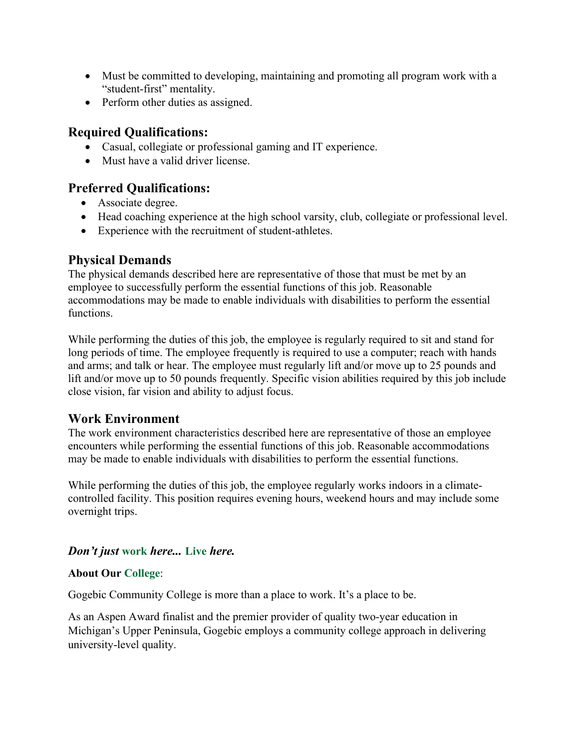- Must be committed to developing, maintaining and promoting all program work with a “student-first” mentality.
- Perform other duties as assigned.

## Required Qualifications:

- Casual, collegiate or professional gaming and IT experience.
- Must have a valid driver license.

## Preferred Qualifications:

- Associate degree.
- Head coaching experience at the high school varsity, club, collegiate or professional level.
- Experience with the recruitment of student-athletes.

## Physical Demands

The physical demands described here are representative of those that must be met by an employee to successfully perform the essential functions of this job. Reasonable accommodations may be made to enable individuals with disabilities to perform the essential functions.

While performing the duties of this job, the employee is regularly required to sit and stand for long periods of time. The employee frequently is required to use a computer; reach with hands and arms; and talk or hear. The employee must regularly lift and/or move up to 25 pounds and lift and/or move up to 50 pounds frequently. Specific vision abilities required by this job include close vision, far vision and ability to adjust focus.

## Work Environment

The work environment characteristics described here are representative of those an employee encounters while performing the essential functions of this job. Reasonable accommodations may be made to enable individuals with disabilities to perform the essential functions.

While performing the duties of this job, the employee regularly works indoors in a climate-controlled facility. This position requires evening hours, weekend hours and may include some overnight trips.

***Don’t just* work *here...* Live *here.***

**About Our College**:

Gogebic Community College is more than a place to work. It’s a place to be.

As an Aspen Award finalist and the premier provider of quality two-year education in Michigan’s Upper Peninsula, Gogebic employs a community college approach in delivering university-level quality.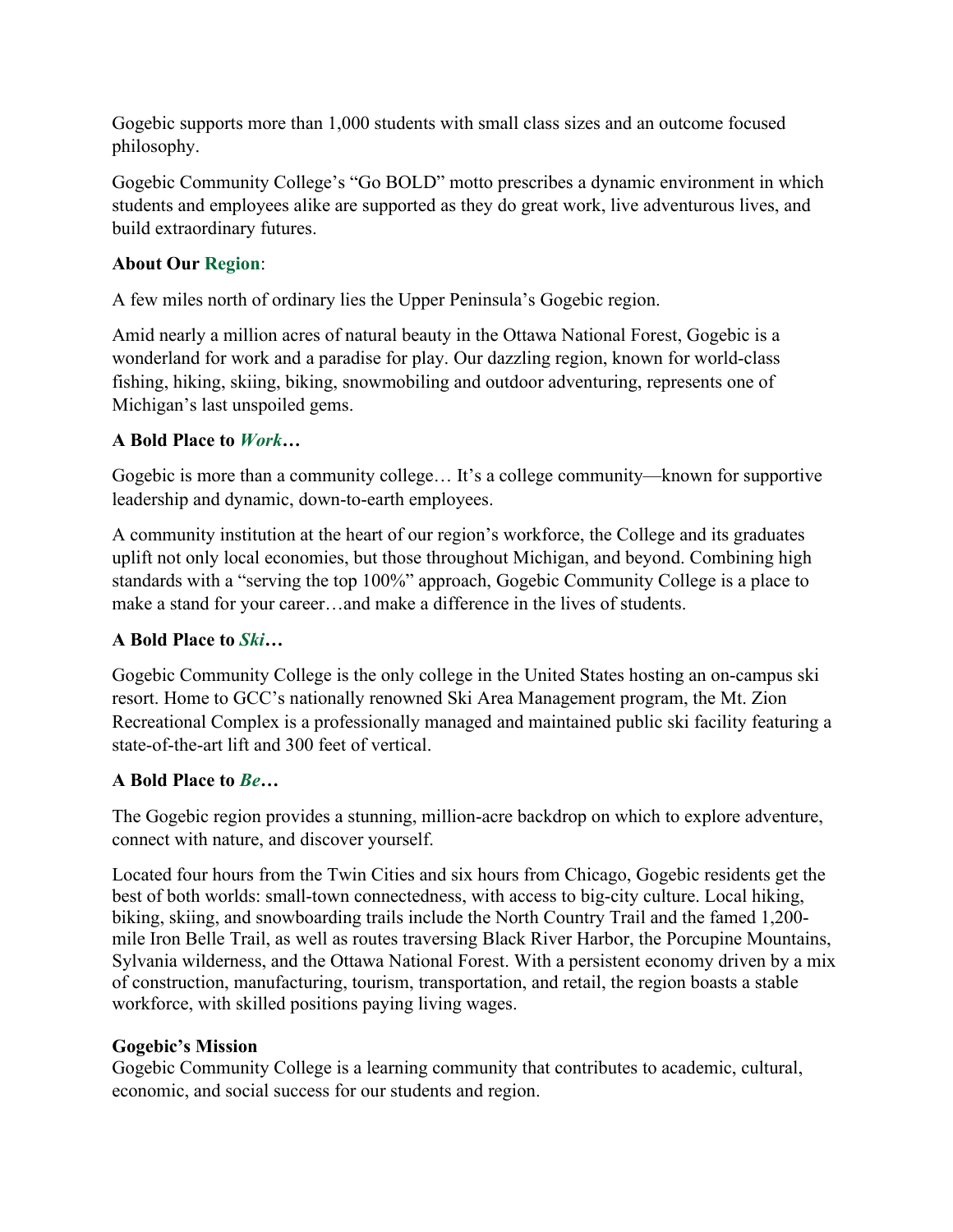Gogebic supports more than 1,000 students with small class sizes and an outcome focused philosophy.

Gogebic Community College's "Go BOLD" motto prescribes a dynamic environment in which students and employees alike are supported as they do great work, live adventurous lives, and build extraordinary futures.

**About Our Region**:

A few miles north of ordinary lies the Upper Peninsula's Gogebic region.

Amid nearly a million acres of natural beauty in the Ottawa National Forest, Gogebic is a wonderland for work and a paradise for play. Our dazzling region, known for world-class fishing, hiking, skiing, biking, snowmobiling and outdoor adventuring, represents one of Michigan's last unspoiled gems.

**A Bold Place to *Work*…**

Gogebic is more than a community college… It's a college community—known for supportive leadership and dynamic, down-to-earth employees.

A community institution at the heart of our region's workforce, the College and its graduates uplift not only local economies, but those throughout Michigan, and beyond. Combining high standards with a "serving the top 100%" approach, Gogebic Community College is a place to make a stand for your career…and make a difference in the lives of students.

**A Bold Place to *Ski*…**

Gogebic Community College is the only college in the United States hosting an on-campus ski resort. Home to GCC's nationally renowned Ski Area Management program, the Mt. Zion Recreational Complex is a professionally managed and maintained public ski facility featuring a state-of-the-art lift and 300 feet of vertical.

**A Bold Place to *Be*…**

The Gogebic region provides a stunning, million-acre backdrop on which to explore adventure, connect with nature, and discover yourself.

Located four hours from the Twin Cities and six hours from Chicago, Gogebic residents get the best of both worlds: small-town connectedness, with access to big-city culture. Local hiking, biking, skiing, and snowboarding trails include the North Country Trail and the famed 1,200-mile Iron Belle Trail, as well as routes traversing Black River Harbor, the Porcupine Mountains, Sylvania wilderness, and the Ottawa National Forest. With a persistent economy driven by a mix of construction, manufacturing, tourism, transportation, and retail, the region boasts a stable workforce, with skilled positions paying living wages.

**Gogebic's Mission**

Gogebic Community College is a learning community that contributes to academic, cultural, economic, and social success for our students and region.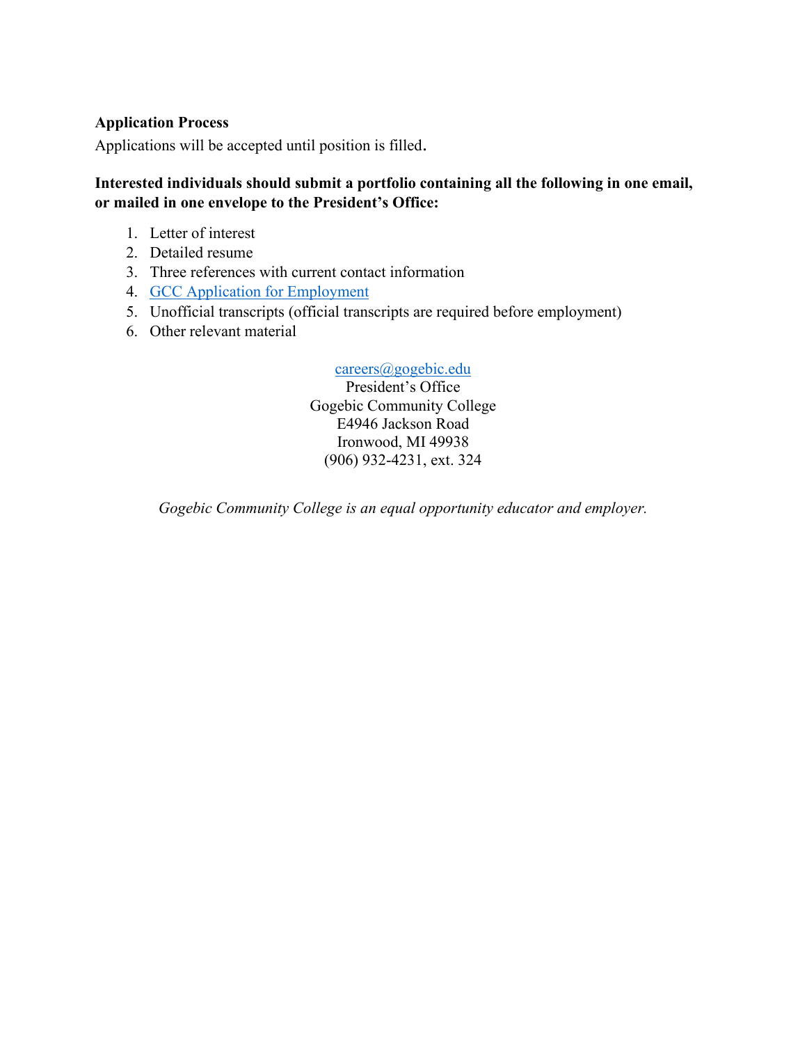**Application Process**

Applications will be accepted until position is filled.

**Interested individuals should submit a portfolio containing all the following in one email, or mailed in one envelope to the President's Office:**

1. Letter of interest
2. Detailed resume
3. Three references with current contact information
4. GCC Application for Employment
5. Unofficial transcripts (official transcripts are required before employment)
6. Other relevant material

careers@gogebic.edu
President's Office
Gogebic Community College
E4946 Jackson Road
Ironwood, MI 49938
(906) 932-4231, ext. 324

*Gogebic Community College is an equal opportunity educator and employer.*